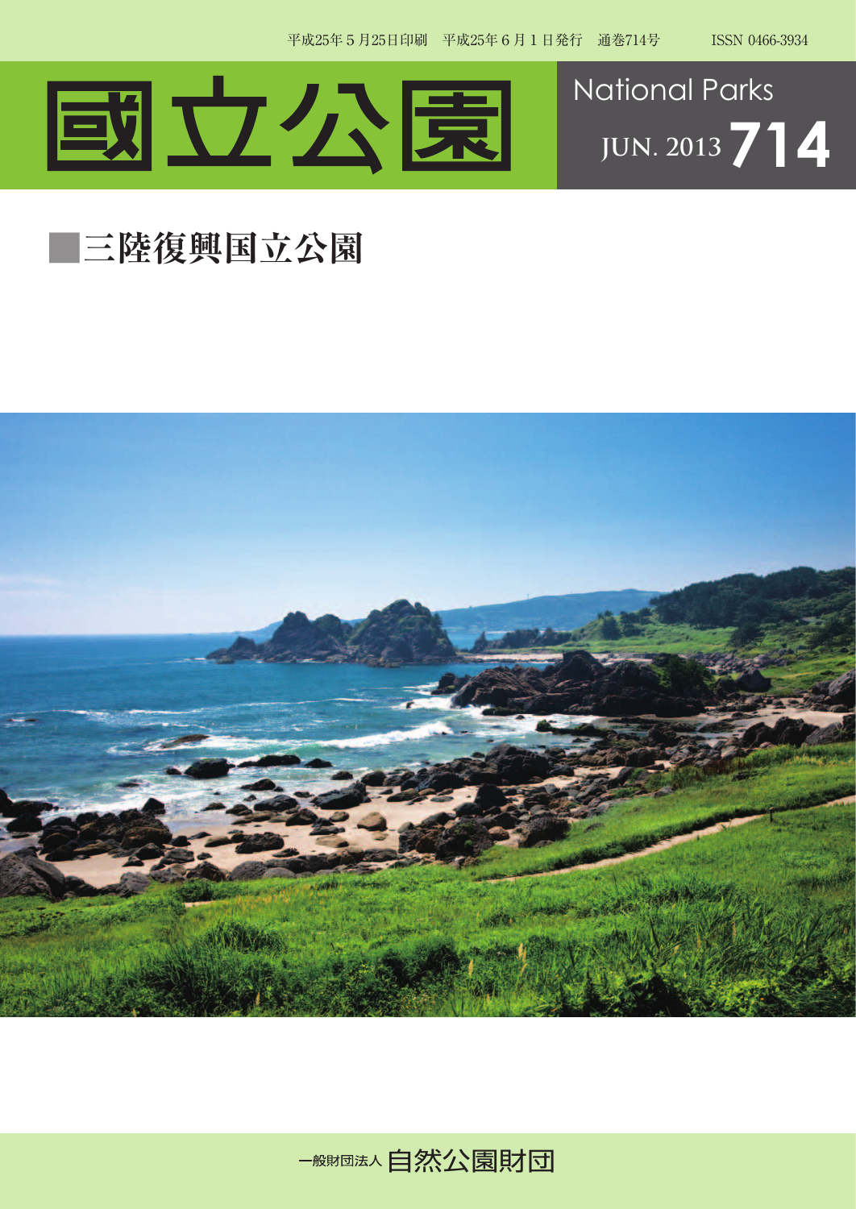平成25年５月25日印刷　平成25年６月１日発行　通巻714号　ISSN 0466-3934

# 國立公園

National Parks

JUN. 2013 714

## ■三陸復興国立公園

一般財団法人 自然公園財団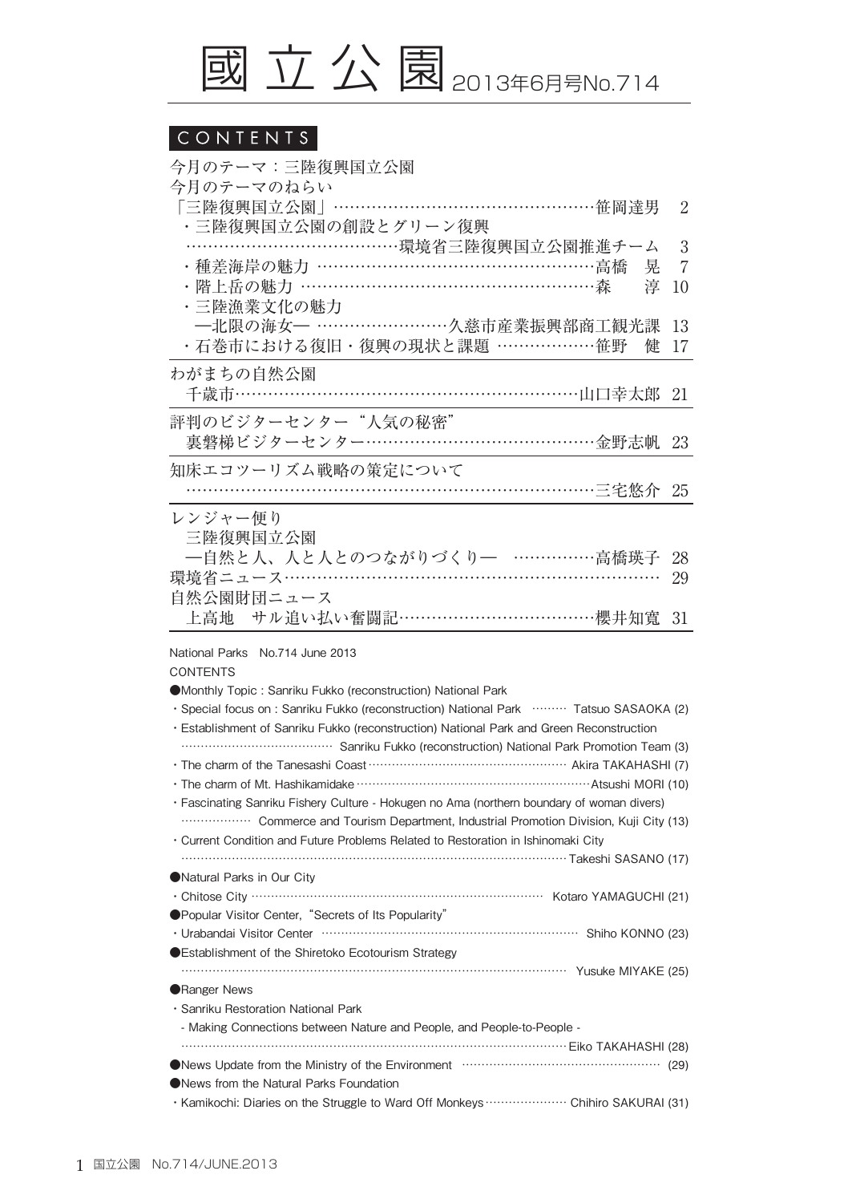# 國立公園 2013年6月号No.714

## CONTENTS

今月のテーマ：三陸復興国立公園

今月のテーマのねらい

「三陸復興国立公園」……………………………………………笹岡達男 2

・三陸復興国立公園の創設とグリーン復興

……………………………………環境省三陸復興国立公園推進チーム 3

・種差海岸の魅力 ……………………………………………高橋 晃 7

・階上岳の魅力 ………………………………………………森 淳 10

・三陸漁業文化の魅力

—北限の海女— ……………………久慈市産業振興部商工観光課 13

・石巻市における復旧・復興の現状と課題 ………………笹野 健 17

わがまちの自然公園

千歳市……………………………………………………………山口幸太郎 21

評判のビジターセンター“人気の秘密”

裏磐梯ビジターセンター…………………………………………金野志帆 23

知床エコツーリズム戦略の策定について

………………………………………………………………………三宅悠介 25

レンジャー便り

三陸復興国立公園

—自然と人、人と人とのつながりづくり— ……………高橋瑛子 28

環境省ニュース………………………………………………………………… 29

自然公園財団ニュース

上高地 サル追い払い奮闘記……………………………………櫻井知寛 31

National Parks No.714 June 2013

CONTENTS

●Monthly Topic : Sanriku Fukko (reconstruction) National Park

・Special focus on : Sanriku Fukko (reconstruction) National Park ……… Tatsuo SASAOKA (2)

・Establishment of Sanriku Fukko (reconstruction) National Park and Green Reconstruction

…………………………………… Sanriku Fukko (reconstruction) National Park Promotion Team (3)

・The charm of the Tanesashi Coast …………………………………………… Akira TAKAHASHI (7)

・The charm of Mt. Hashikamidake …………………………………………… Atsushi MORI (10)

・Fascinating Sanriku Fishery Culture - Hokugen no Ama (northern boundary of woman divers)

……………… Commerce and Tourism Department, Industrial Promotion Division, Kuji City (13)

・Current Condition and Future Problems Related to Restoration in Ishinomaki City

……………………………………………………………………………… Takeshi SASANO (17)

●Natural Parks in Our City

・Chitose City ………………………………………………………… Kotaro YAMAGUCHI (21)

●Popular Visitor Center, “Secrets of Its Popularity”

・Urabandai Visitor Center ………………………………………………… Shiho KONNO (23)

●Establishment of the Shiretoko Ecotourism Strategy

……………………………………………………………………………… Yusuke MIYAKE (25)

●Ranger News

・Sanriku Restoration National Park

- Making Connections between Nature and People, and People-to-People -

……………………………………………………………………………… Eiko TAKAHASHI (28)

●News Update from the Ministry of the Environment ……………………………………… (29)

●News from the Natural Parks Foundation

・Kamikochi: Diaries on the Struggle to Ward Off Monkeys ………………… Chihiro SAKURAI (31)